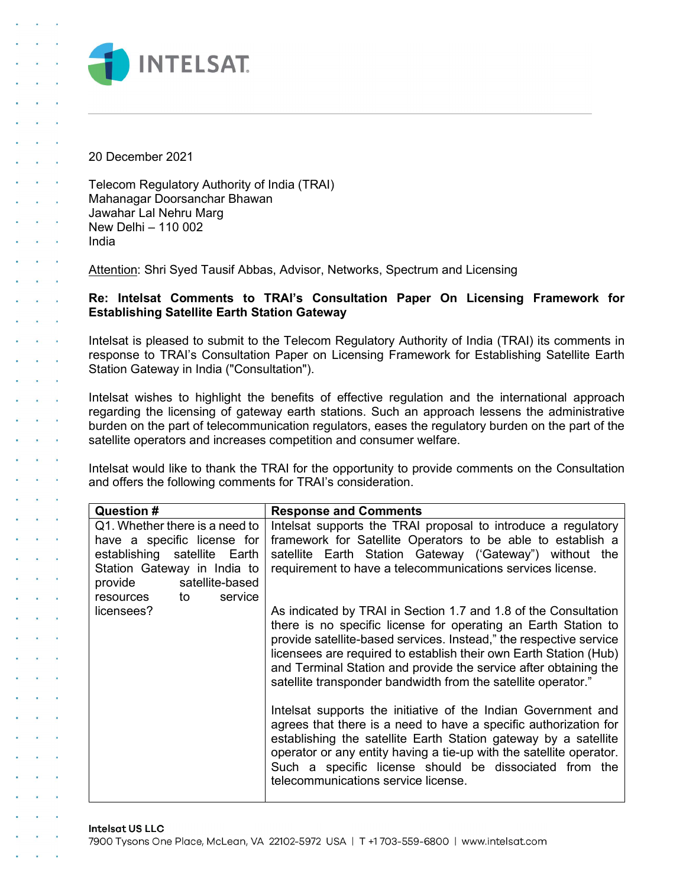INTELSAT

20 December 2021

Telecom Regulatory Authority of India (TRAI)
Mahanagar Doorsanchar Bhawan
Jawahar Lal Nehru Marg
New Delhi – 110 002
India

Attention: Shri Syed Tausif Abbas, Advisor, Networks, Spectrum and Licensing

**Re: Intelsat Comments to TRAI's Consultation Paper On Licensing Framework for Establishing Satellite Earth Station Gateway**

Intelsat is pleased to submit to the Telecom Regulatory Authority of India (TRAI) its comments in response to TRAI's Consultation Paper on Licensing Framework for Establishing Satellite Earth Station Gateway in India ("Consultation").

Intelsat wishes to highlight the benefits of effective regulation and the international approach regarding the licensing of gateway earth stations. Such an approach lessens the administrative burden on the part of telecommunication regulators, eases the regulatory burden on the part of the satellite operators and increases competition and consumer welfare.

Intelsat would like to thank the TRAI for the opportunity to provide comments on the Consultation and offers the following comments for TRAI's consideration.

| Question # | Response and Comments |
|---|---|
| Q1. Whether there is a need to have a specific license for establishing satellite Earth Station Gateway in India to provide satellite-based resources to service licensees? | Intelsat supports the TRAI proposal to introduce a regulatory framework for Satellite Operators to be able to establish a satellite Earth Station Gateway ('Gateway") without the requirement to have a telecommunications services license.<br><br>As indicated by TRAI in Section 1.7 and 1.8 of the Consultation there is no specific license for operating an Earth Station to provide satellite-based services. Instead," the respective service licensees are required to establish their own Earth Station (Hub) and Terminal Station and provide the service after obtaining the satellite transponder bandwidth from the satellite operator."<br><br>Intelsat supports the initiative of the Indian Government and agrees that there is a need to have a specific authorization for establishing the satellite Earth Station gateway by a satellite operator or any entity having a tie-up with the satellite operator. Such a specific license should be dissociated from the telecommunications service license. |

Intelsat US LLC
7900 Tysons One Place, McLean, VA 22102-5972 USA | T +1 703-559-6800 | www.intelsat.com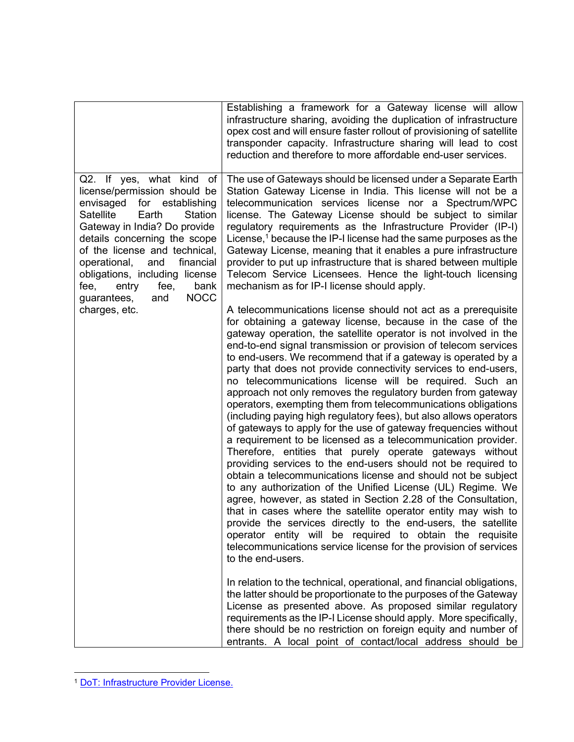| | |
|---|---|
| | Establishing a framework for a Gateway license will allow infrastructure sharing, avoiding the duplication of infrastructure opex cost and will ensure faster rollout of provisioning of satellite transponder capacity. Infrastructure sharing will lead to cost reduction and therefore to more affordable end-user services. |
| Q2. If yes, what kind of license/permission should be envisaged for establishing Satellite Earth Station Gateway in India? Do provide details concerning the scope of the license and technical, operational, and financial obligations, including license fee, entry fee, bank guarantees, and NOCC charges, etc. | The use of Gateways should be licensed under a Separate Earth Station Gateway License in India. This license will not be a telecommunication services license nor a Spectrum/WPC license. The Gateway License should be subject to similar regulatory requirements as the Infrastructure Provider (IP-I) License,[1] because the IP-I license had the same purposes as the Gateway License, meaning that it enables a pure infrastructure provider to put up infrastructure that is shared between multiple Telecom Service Licensees. Hence the light-touch licensing mechanism as for IP-I license should apply.<br><br>A telecommunications license should not act as a prerequisite for obtaining a gateway license, because in the case of the gateway operation, the satellite operator is not involved in the end-to-end signal transmission or provision of telecom services to end-users. We recommend that if a gateway is operated by a party that does not provide connectivity services to end-users, no telecommunications license will be required. Such an approach not only removes the regulatory burden from gateway operators, exempting them from telecommunications obligations (including paying high regulatory fees), but also allows operators of gateways to apply for the use of gateway frequencies without a requirement to be licensed as a telecommunication provider. Therefore, entities that purely operate gateways without providing services to the end-users should not be required to obtain a telecommunications license and should not be subject to any authorization of the Unified License (UL) Regime. We agree, however, as stated in Section 2.28 of the Consultation, that in cases where the satellite operator entity may wish to provide the services directly to the end-users, the satellite operator entity will be required to obtain the requisite telecommunications service license for the provision of services to the end-users.<br><br>In relation to the technical, operational, and financial obligations, the latter should be proportionate to the purposes of the Gateway License as presented above. As proposed similar regulatory requirements as the IP-I License should apply. More specifically, there should be no restriction on foreign equity and number of entrants. A local point of contact/local address should be |

[1] DoT: Infrastructure Provider License.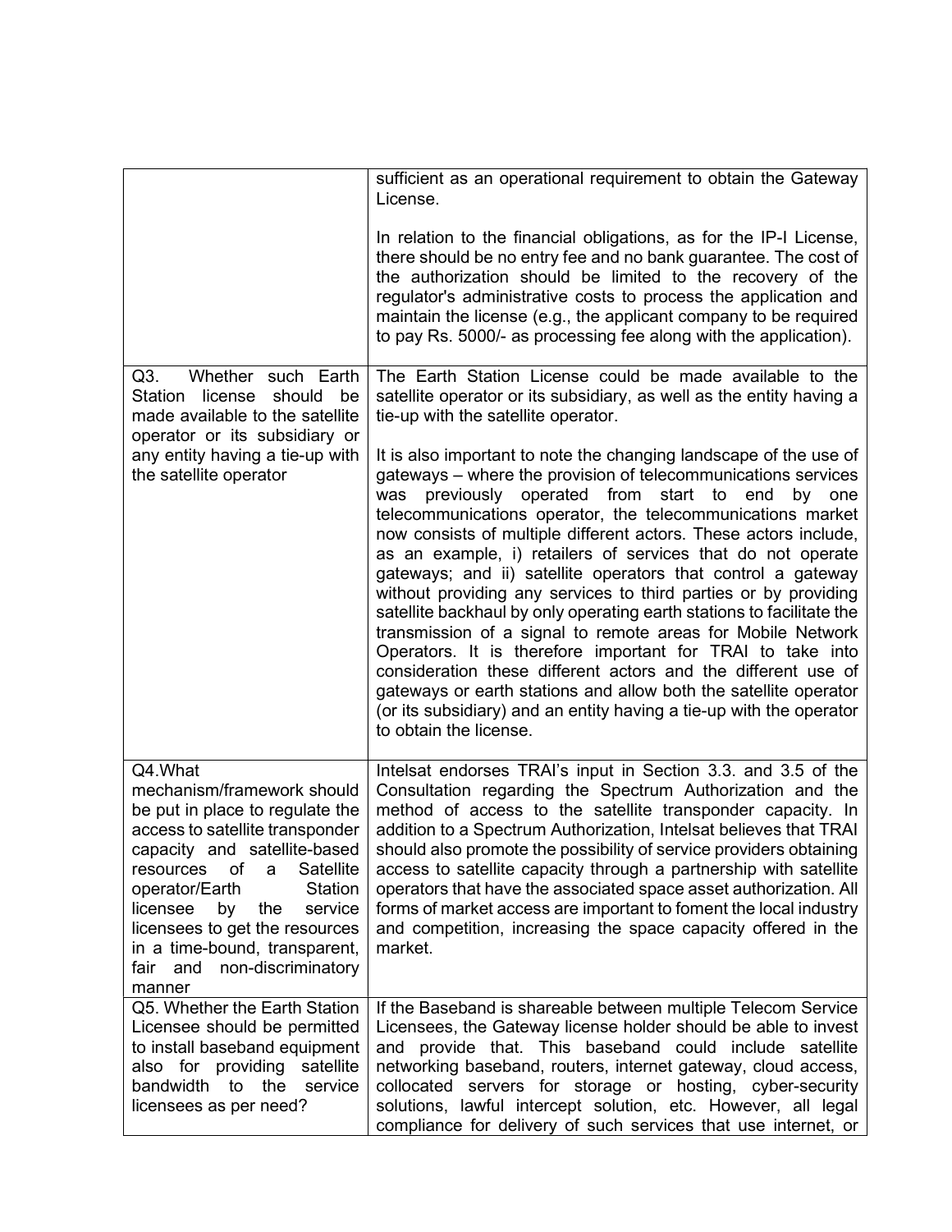| | |
|---|---|
| | sufficient as an operational requirement to obtain the Gateway License.<br><br>In relation to the financial obligations, as for the IP-I License, there should be no entry fee and no bank guarantee. The cost of the authorization should be limited to the recovery of the regulator's administrative costs to process the application and maintain the license (e.g., the applicant company to be required to pay Rs. 5000/- as processing fee along with the application). |
| Q3. Whether such Earth Station license should be made available to the satellite operator or its subsidiary or any entity having a tie-up with the satellite operator | The Earth Station License could be made available to the satellite operator or its subsidiary, as well as the entity having a tie-up with the satellite operator.<br><br>It is also important to note the changing landscape of the use of gateways – where the provision of telecommunications services was previously operated from start to end by one telecommunications operator, the telecommunications market now consists of multiple different actors. These actors include, as an example, i) retailers of services that do not operate gateways; and ii) satellite operators that control a gateway without providing any services to third parties or by providing satellite backhaul by only operating earth stations to facilitate the transmission of a signal to remote areas for Mobile Network Operators. It is therefore important for TRAI to take into consideration these different actors and the different use of gateways or earth stations and allow both the satellite operator (or its subsidiary) and an entity having a tie-up with the operator to obtain the license. |
| Q4. What mechanism/framework should be put in place to regulate the access to satellite transponder capacity and satellite-based resources of a Satellite operator/Earth Station licensee by the service licensees to get the resources in a time-bound, transparent, fair and non-discriminatory manner | Intelsat endorses TRAI's input in Section 3.3. and 3.5 of the Consultation regarding the Spectrum Authorization and the method of access to the satellite transponder capacity. In addition to a Spectrum Authorization, Intelsat believes that TRAI should also promote the possibility of service providers obtaining access to satellite capacity through a partnership with satellite operators that have the associated space asset authorization. All forms of market access are important to foment the local industry and competition, increasing the space capacity offered in the market. |
| Q5. Whether the Earth Station Licensee should be permitted to install baseband equipment also for providing satellite bandwidth to the service licensees as per need? | If the Baseband is shareable between multiple Telecom Service Licensees, the Gateway license holder should be able to invest and provide that. This baseband could include satellite networking baseband, routers, internet gateway, cloud access, collocated servers for storage or hosting, cyber-security solutions, lawful intercept solution, etc. However, all legal compliance for delivery of such services that use internet, or |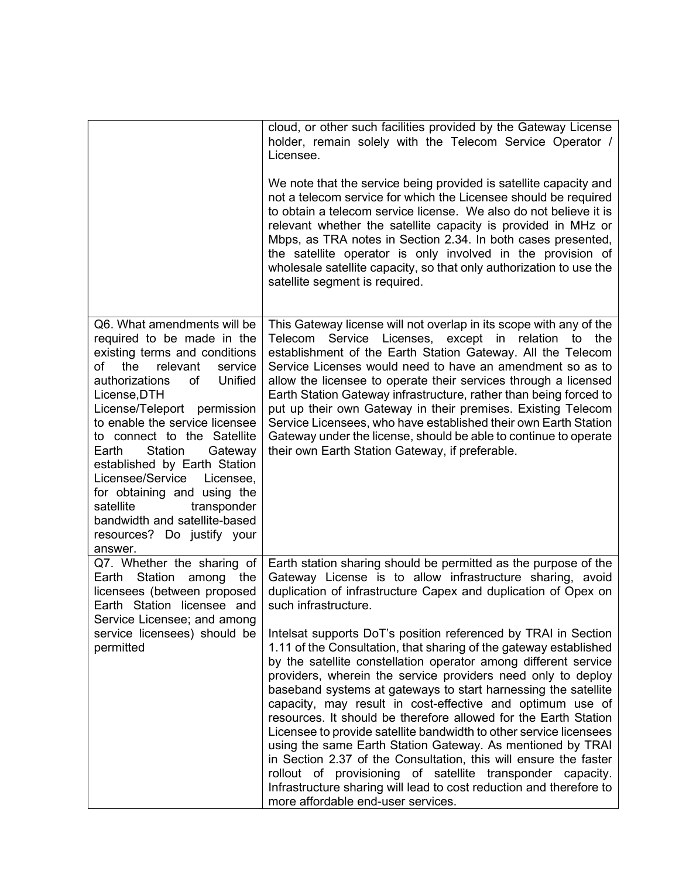| | |
|---|---|
| | cloud, or other such facilities provided by the Gateway License holder, remain solely with the Telecom Service Operator / Licensee.<br><br>We note that the service being provided is satellite capacity and not a telecom service for which the Licensee should be required to obtain a telecom service license. We also do not believe it is relevant whether the satellite capacity is provided in MHz or Mbps, as TRA notes in Section 2.34. In both cases presented, the satellite operator is only involved in the provision of wholesale satellite capacity, so that only authorization to use the satellite segment is required. |
| Q6. What amendments will be required to be made in the existing terms and conditions of the relevant service authorizations of Unified License,DTH License/Teleport permission to enable the service licensee to connect to the Satellite Earth Station Gateway established by Earth Station Licensee/Service Licensee, for obtaining and using the satellite transponder bandwidth and satellite-based resources? Do justify your answer. | This Gateway license will not overlap in its scope with any of the Telecom Service Licenses, except in relation to the establishment of the Earth Station Gateway. All the Telecom Service Licenses would need to have an amendment so as to allow the licensee to operate their services through a licensed Earth Station Gateway infrastructure, rather than being forced to put up their own Gateway in their premises. Existing Telecom Service Licensees, who have established their own Earth Station Gateway under the license, should be able to continue to operate their own Earth Station Gateway, if preferable. |
| Q7. Whether the sharing of Earth Station among the licensees (between proposed Earth Station licensee and Service Licensee; and among service licensees) should be permitted | Earth station sharing should be permitted as the purpose of the Gateway License is to allow infrastructure sharing, avoid duplication of infrastructure Capex and duplication of Opex on such infrastructure.<br><br>Intelsat supports DoT's position referenced by TRAI in Section 1.11 of the Consultation, that sharing of the gateway established by the satellite constellation operator among different service providers, wherein the service providers need only to deploy baseband systems at gateways to start harnessing the satellite capacity, may result in cost-effective and optimum use of resources. It should be therefore allowed for the Earth Station Licensee to provide satellite bandwidth to other service licensees using the same Earth Station Gateway. As mentioned by TRAI in Section 2.37 of the Consultation, this will ensure the faster rollout of provisioning of satellite transponder capacity. Infrastructure sharing will lead to cost reduction and therefore to more affordable end-user services. |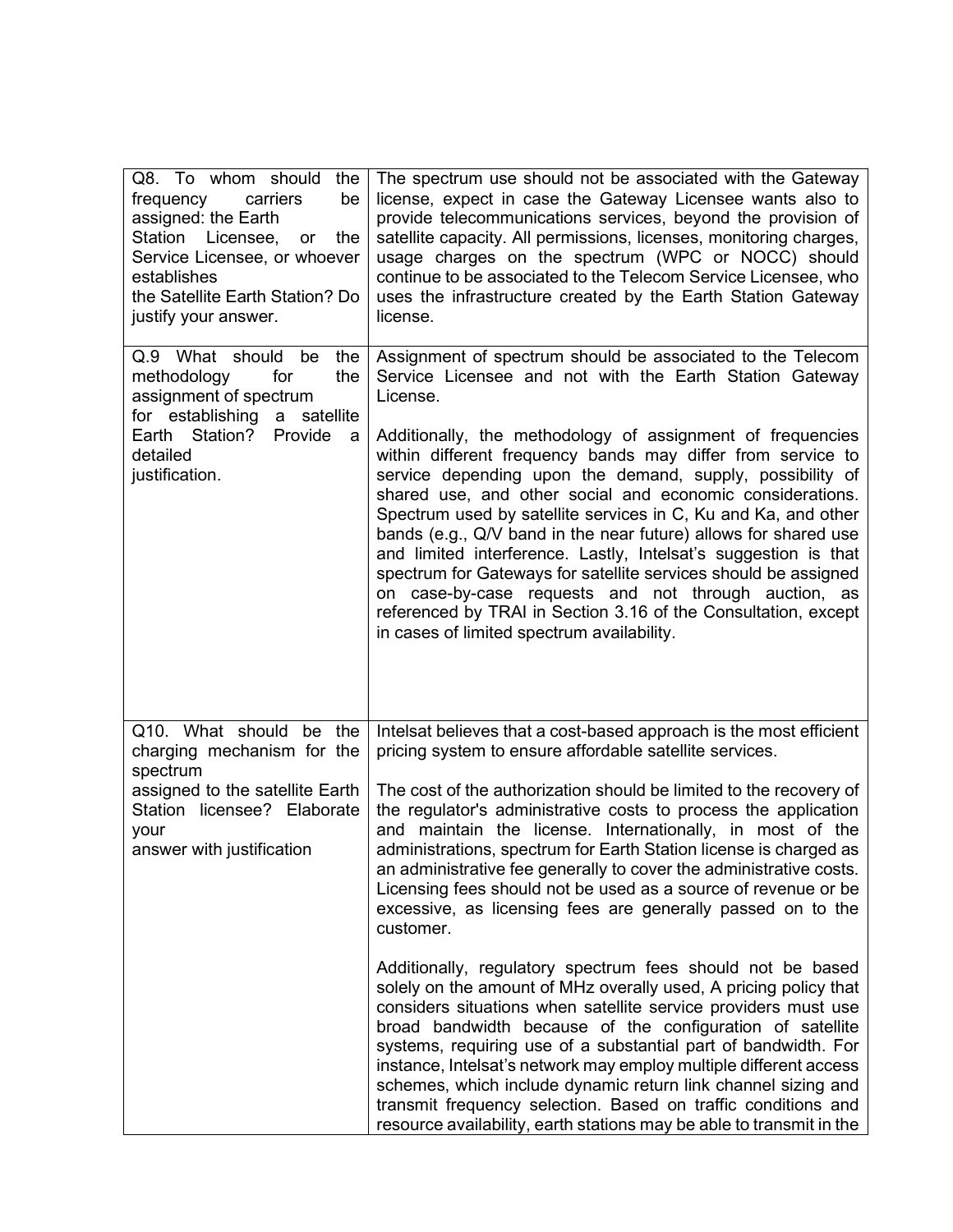| | |
|---|---|
| Q8. To whom should the frequency carriers be assigned: the Earth Station Licensee, or the Service Licensee, or whoever establishes the Satellite Earth Station? Do justify your answer. | The spectrum use should not be associated with the Gateway license, expect in case the Gateway Licensee wants also to provide telecommunications services, beyond the provision of satellite capacity. All permissions, licenses, monitoring charges, usage charges on the spectrum (WPC or NOCC) should continue to be associated to the Telecom Service Licensee, who uses the infrastructure created by the Earth Station Gateway license. |
| Q.9 What should be the methodology for the assignment of spectrum for establishing a satellite Earth Station? Provide a detailed justification. | Assignment of spectrum should be associated to the Telecom Service Licensee and not with the Earth Station Gateway License.<br><br>Additionally, the methodology of assignment of frequencies within different frequency bands may differ from service to service depending upon the demand, supply, possibility of shared use, and other social and economic considerations. Spectrum used by satellite services in C, Ku and Ka, and other bands (e.g., Q/V band in the near future) allows for shared use and limited interference. Lastly, Intelsat's suggestion is that spectrum for Gateways for satellite services should be assigned on case-by-case requests and not through auction, as referenced by TRAI in Section 3.16 of the Consultation, except in cases of limited spectrum availability. |
| Q10. What should be the charging mechanism for the spectrum assigned to the satellite Earth Station licensee? Elaborate your answer with justification | Intelsat believes that a cost-based approach is the most efficient pricing system to ensure affordable satellite services.<br><br>The cost of the authorization should be limited to the recovery of the regulator's administrative costs to process the application and maintain the license. Internationally, in most of the administrations, spectrum for Earth Station license is charged as an administrative fee generally to cover the administrative costs. Licensing fees should not be used as a source of revenue or be excessive, as licensing fees are generally passed on to the customer.<br><br>Additionally, regulatory spectrum fees should not be based solely on the amount of MHz overally used, A pricing policy that considers situations when satellite service providers must use broad bandwidth because of the configuration of satellite systems, requiring use of a substantial part of bandwidth. For instance, Intelsat's network may employ multiple different access schemes, which include dynamic return link channel sizing and transmit frequency selection. Based on traffic conditions and resource availability, earth stations may be able to transmit in the |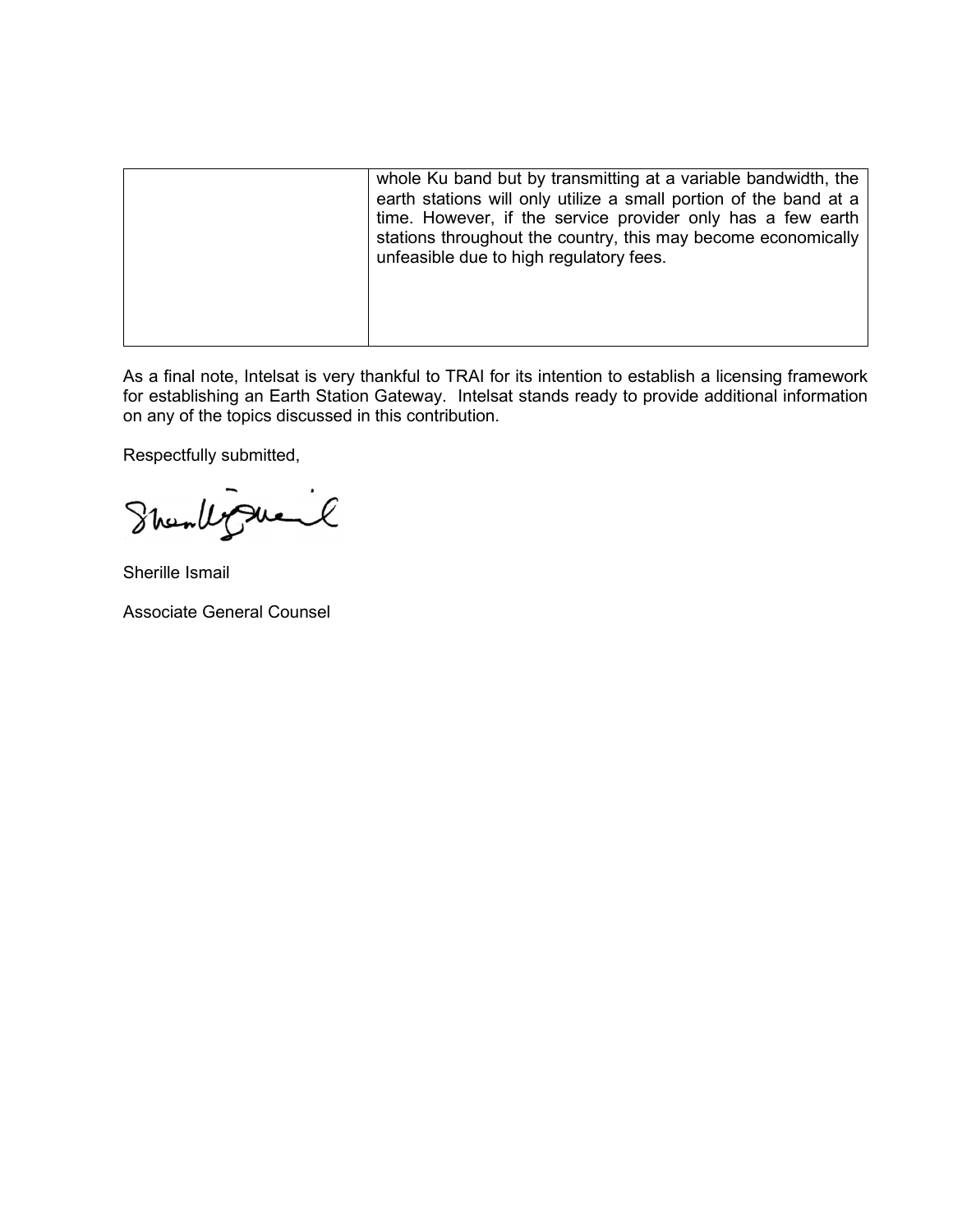| | |
|---|---|
| | whole Ku band but by transmitting at a variable bandwidth, the earth stations will only utilize a small portion of the band at a time. However, if the service provider only has a few earth stations throughout the country, this may become economically unfeasible due to high regulatory fees. |

As a final note, Intelsat is very thankful to TRAI for its intention to establish a licensing framework for establishing an Earth Station Gateway. Intelsat stands ready to provide additional information on any of the topics discussed in this contribution.

Respectfully submitted,

Sherille Ismail

Associate General Counsel